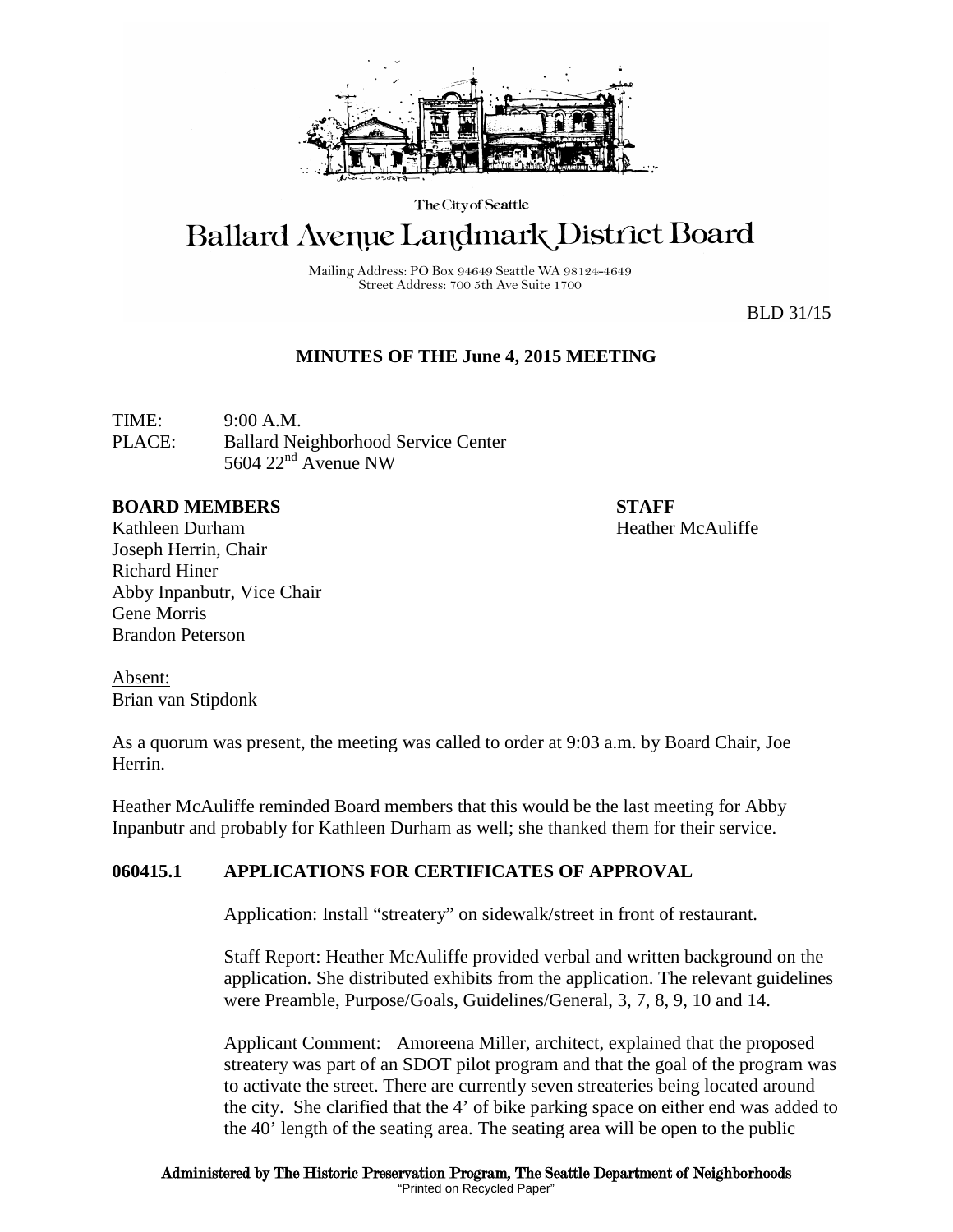The City of Seattle

# Ballard Avenue Landmark District Board

Mailing Address: PO Box 94649 Seattle WA 98124-4649
Street Address: 700 5th Ave Suite 1700

BLD 31/15

## MINUTES OF THE June 4, 2015 MEETING

TIME: 9:00 A.M.
PLACE: Ballard Neighborhood Service Center
5604 22nd Avenue NW

**BOARD MEMBERS**
Kathleen Durham
Joseph Herrin, Chair
Richard Hiner
Abby Inpanbutr, Vice Chair
Gene Morris
Brandon Peterson

**STAFF**
Heather McAuliffe

Absent:
Brian van Stipdonk

As a quorum was present, the meeting was called to order at 9:03 a.m. by Board Chair, Joe Herrin.

Heather McAuliffe reminded Board members that this would be the last meeting for Abby Inpanbutr and probably for Kathleen Durham as well; she thanked them for their service.

### 060415.1 APPLICATIONS FOR CERTIFICATES OF APPROVAL

Application: Install "streatery" on sidewalk/street in front of restaurant.

Staff Report: Heather McAuliffe provided verbal and written background on the application. She distributed exhibits from the application. The relevant guidelines were Preamble, Purpose/Goals, Guidelines/General, 3, 7, 8, 9, 10 and 14.

Applicant Comment: Amoreena Miller, architect, explained that the proposed streatery was part of an SDOT pilot program and that the goal of the program was to activate the street. There are currently seven streateries being located around the city. She clarified that the 4' of bike parking space on either end was added to the 40' length of the seating area. The seating area will be open to the public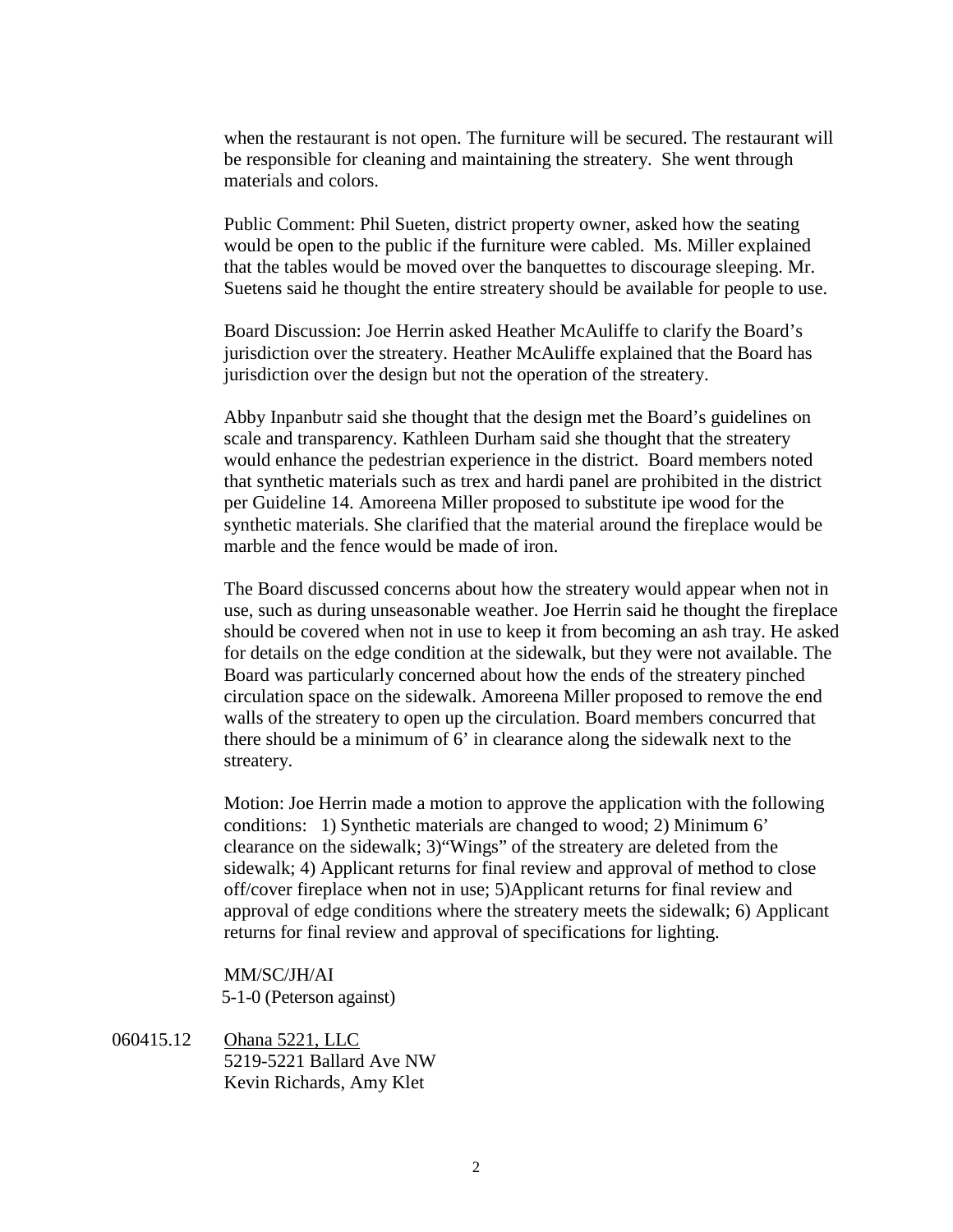when the restaurant is not open. The furniture will be secured. The restaurant will be responsible for cleaning and maintaining the streatery. She went through materials and colors.

Public Comment: Phil Sueten, district property owner, asked how the seating would be open to the public if the furniture were cabled. Ms. Miller explained that the tables would be moved over the banquettes to discourage sleeping. Mr. Suetens said he thought the entire streatery should be available for people to use.

Board Discussion: Joe Herrin asked Heather McAuliffe to clarify the Board's jurisdiction over the streatery. Heather McAuliffe explained that the Board has jurisdiction over the design but not the operation of the streatery.

Abby Inpanbutr said she thought that the design met the Board's guidelines on scale and transparency. Kathleen Durham said she thought that the streatery would enhance the pedestrian experience in the district. Board members noted that synthetic materials such as trex and hardi panel are prohibited in the district per Guideline 14. Amoreena Miller proposed to substitute ipe wood for the synthetic materials. She clarified that the material around the fireplace would be marble and the fence would be made of iron.

The Board discussed concerns about how the streatery would appear when not in use, such as during unseasonable weather. Joe Herrin said he thought the fireplace should be covered when not in use to keep it from becoming an ash tray. He asked for details on the edge condition at the sidewalk, but they were not available. The Board was particularly concerned about how the ends of the streatery pinched circulation space on the sidewalk. Amoreena Miller proposed to remove the end walls of the streatery to open up the circulation. Board members concurred that there should be a minimum of 6' in clearance along the sidewalk next to the streatery.

Motion: Joe Herrin made a motion to approve the application with the following conditions: 1) Synthetic materials are changed to wood; 2) Minimum 6' clearance on the sidewalk; 3)"Wings" of the streatery are deleted from the sidewalk; 4) Applicant returns for final review and approval of method to close off/cover fireplace when not in use; 5)Applicant returns for final review and approval of edge conditions where the streatery meets the sidewalk; 6) Applicant returns for final review and approval of specifications for lighting.

MM/SC/JH/AI
5-1-0 (Peterson against)

060415.12 Ohana 5221, LLC
5219-5221 Ballard Ave NW
Kevin Richards, Amy Klet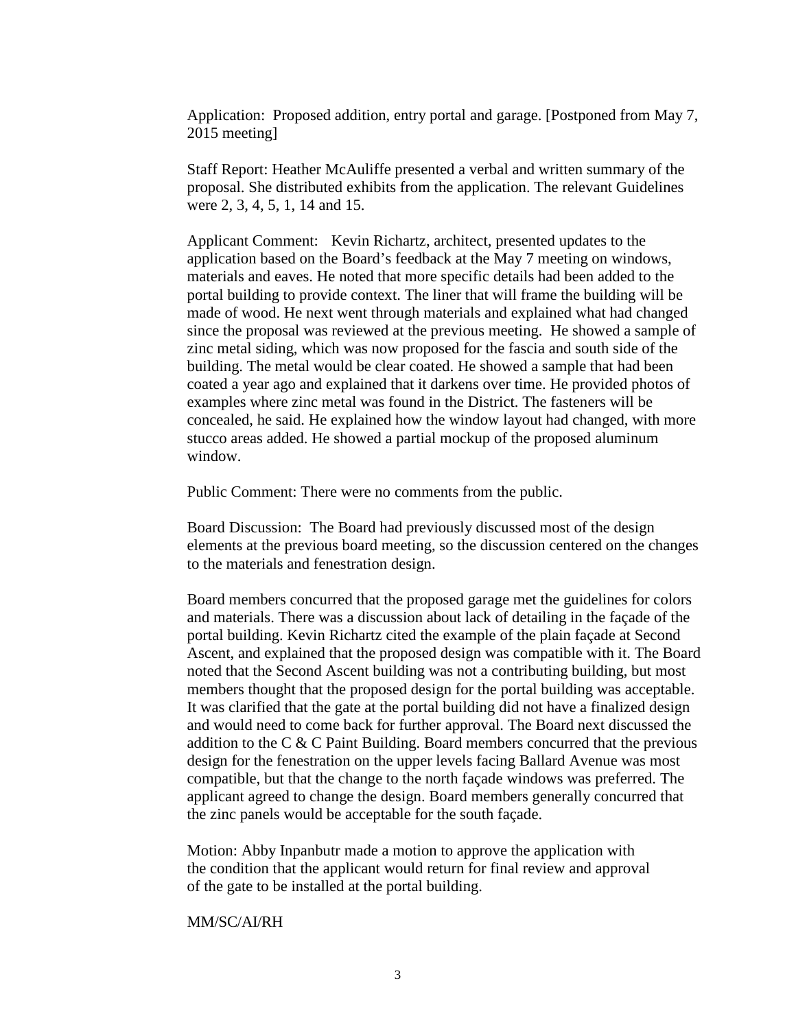Application: Proposed addition, entry portal and garage. [Postponed from May 7, 2015 meeting]

Staff Report: Heather McAuliffe presented a verbal and written summary of the proposal. She distributed exhibits from the application. The relevant Guidelines were 2, 3, 4, 5, 1, 14 and 15.

Applicant Comment: Kevin Richartz, architect, presented updates to the application based on the Board's feedback at the May 7 meeting on windows, materials and eaves. He noted that more specific details had been added to the portal building to provide context. The liner that will frame the building will be made of wood. He next went through materials and explained what had changed since the proposal was reviewed at the previous meeting. He showed a sample of zinc metal siding, which was now proposed for the fascia and south side of the building. The metal would be clear coated. He showed a sample that had been coated a year ago and explained that it darkens over time. He provided photos of examples where zinc metal was found in the District. The fasteners will be concealed, he said. He explained how the window layout had changed, with more stucco areas added. He showed a partial mockup of the proposed aluminum window.

Public Comment: There were no comments from the public.

Board Discussion: The Board had previously discussed most of the design elements at the previous board meeting, so the discussion centered on the changes to the materials and fenestration design.

Board members concurred that the proposed garage met the guidelines for colors and materials. There was a discussion about lack of detailing in the façade of the portal building. Kevin Richartz cited the example of the plain façade at Second Ascent, and explained that the proposed design was compatible with it. The Board noted that the Second Ascent building was not a contributing building, but most members thought that the proposed design for the portal building was acceptable. It was clarified that the gate at the portal building did not have a finalized design and would need to come back for further approval. The Board next discussed the addition to the C & C Paint Building. Board members concurred that the previous design for the fenestration on the upper levels facing Ballard Avenue was most compatible, but that the change to the north façade windows was preferred. The applicant agreed to change the design. Board members generally concurred that the zinc panels would be acceptable for the south façade.

Motion: Abby Inpanbutr made a motion to approve the application with the condition that the applicant would return for final review and approval of the gate to be installed at the portal building.

MM/SC/AI/RH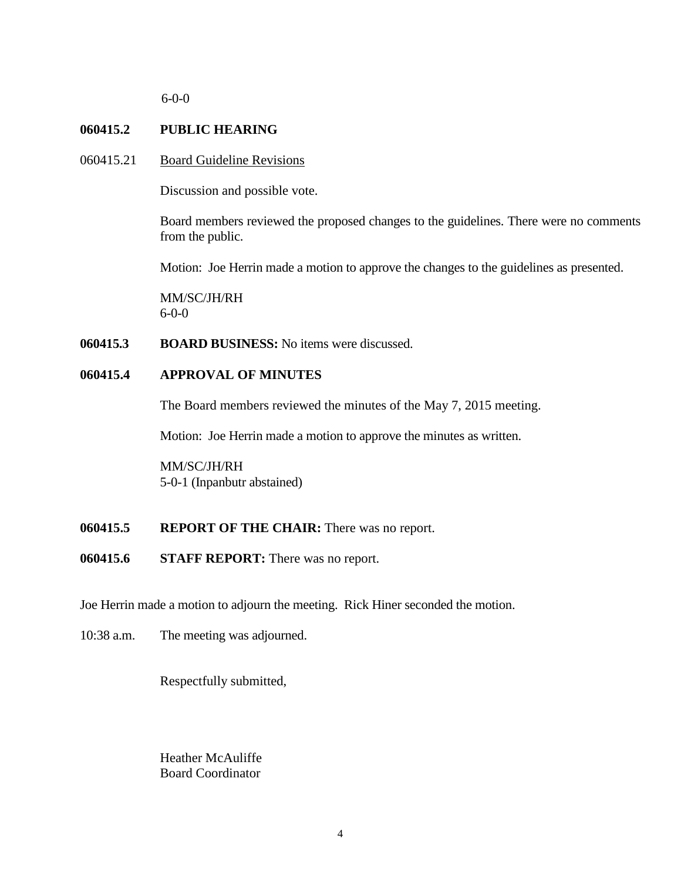6-0-0

**060415.2 PUBLIC HEARING**

060415.21 Board Guideline Revisions

Discussion and possible vote.

Board members reviewed the proposed changes to the guidelines. There were no comments from the public.

Motion: Joe Herrin made a motion to approve the changes to the guidelines as presented.

MM/SC/JH/RH
6-0-0

**060415.3 BOARD BUSINESS:** No items were discussed.

**060415.4 APPROVAL OF MINUTES**

The Board members reviewed the minutes of the May 7, 2015 meeting.

Motion: Joe Herrin made a motion to approve the minutes as written.

MM/SC/JH/RH
5-0-1 (Inpanbutr abstained)

**060415.5 REPORT OF THE CHAIR:** There was no report.

**060415.6 STAFF REPORT:** There was no report.

Joe Herrin made a motion to adjourn the meeting. Rick Hiner seconded the motion.

10:38 a.m. The meeting was adjourned.

Respectfully submitted,

Heather McAuliffe
Board Coordinator